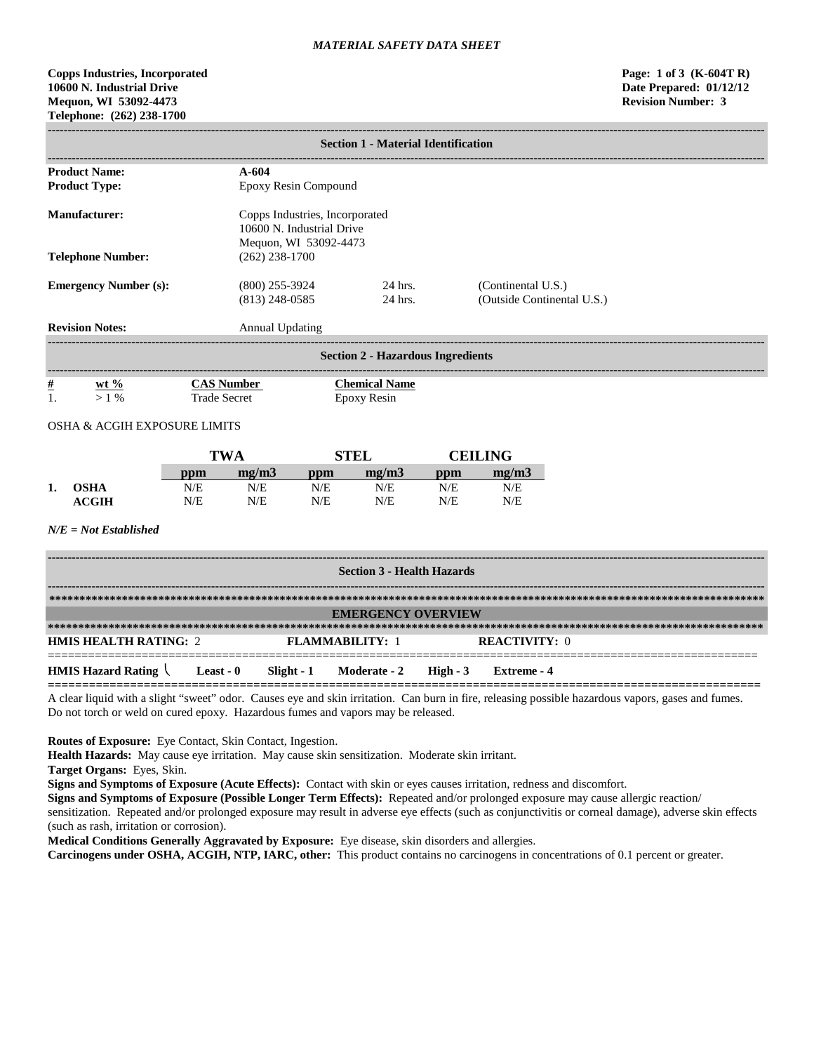*MATERIAL SAFETY DATA SHEET*

**Copps Industries, Incorporated**
**10600 N. Industrial Drive**
**Mequon, WI 53092-4473**
**Telephone: (262) 238-1700**

**Page: 1 of 3 (K-604T R)**
**Date Prepared: 01/12/12**
**Revision Number: 3**

## Section 1 - Material Identification

| | | | |
|---|---|---|---|
| **Product Name:** | **A-604** | | |
| **Product Type:** | Epoxy Resin Compound | | |
| **Manufacturer:** | Copps Industries, Incorporated<br>10600 N. Industrial Drive<br>Mequon, WI 53092-4473 | | |
| **Telephone Number:** | (262) 238-1700 | | |
| **Emergency Number (s):** | (800) 255-3924 | 24 hrs. | (Continental U.S.) |
| | (813) 248-0585 | 24 hrs. | (Outside Continental U.S.) |
| **Revision Notes:** | Annual Updating | | |

## Section 2 - Hazardous Ingredients

| # | wt % | CAS Number | Chemical Name |
|---|---|---|---|
| 1. | > 1 % | Trade Secret | Epoxy Resin |

OSHA & ACGIH EXPOSURE LIMITS

| | | TWA | | STEL | | CEILING | |
|---|---|---|---|---|---|---|---|
| | | ppm | mg/m3 | ppm | mg/m3 | ppm | mg/m3 |
| 1. | **OSHA** | N/E | N/E | N/E | N/E | N/E | N/E |
| | **ACGIH** | N/E | N/E | N/E | N/E | N/E | N/E |

***N/E = Not Established***

## Section 3 - Health Hazards

### EMERGENCY OVERVIEW

**HMIS HEALTH RATING:** 2 **FLAMMABILITY:** 1 **REACTIVITY:** 0

**HMIS Hazard Rating** **Least - 0** **Slight - 1** **Moderate - 2** **High - 3** **Extreme - 4**

A clear liquid with a slight "sweet" odor. Causes eye and skin irritation. Can burn in fire, releasing possible hazardous vapors, gases and fumes. Do not torch or weld on cured epoxy. Hazardous fumes and vapors may be released.

**Routes of Exposure:** Eye Contact, Skin Contact, Ingestion.

**Health Hazards:** May cause eye irritation. May cause skin sensitization. Moderate skin irritant.

**Target Organs:** Eyes, Skin.

**Signs and Symptoms of Exposure (Acute Effects):** Contact with skin or eyes causes irritation, redness and discomfort.

**Signs and Symptoms of Exposure (Possible Longer Term Effects):** Repeated and/or prolonged exposure may cause allergic reaction/ sensitization. Repeated and/or prolonged exposure may result in adverse eye effects (such as conjunctivitis or corneal damage), adverse skin effects (such as rash, irritation or corrosion).

**Medical Conditions Generally Aggravated by Exposure:** Eye disease, skin disorders and allergies.

**Carcinogens under OSHA, ACGIH, NTP, IARC, other:** This product contains no carcinogens in concentrations of 0.1 percent or greater.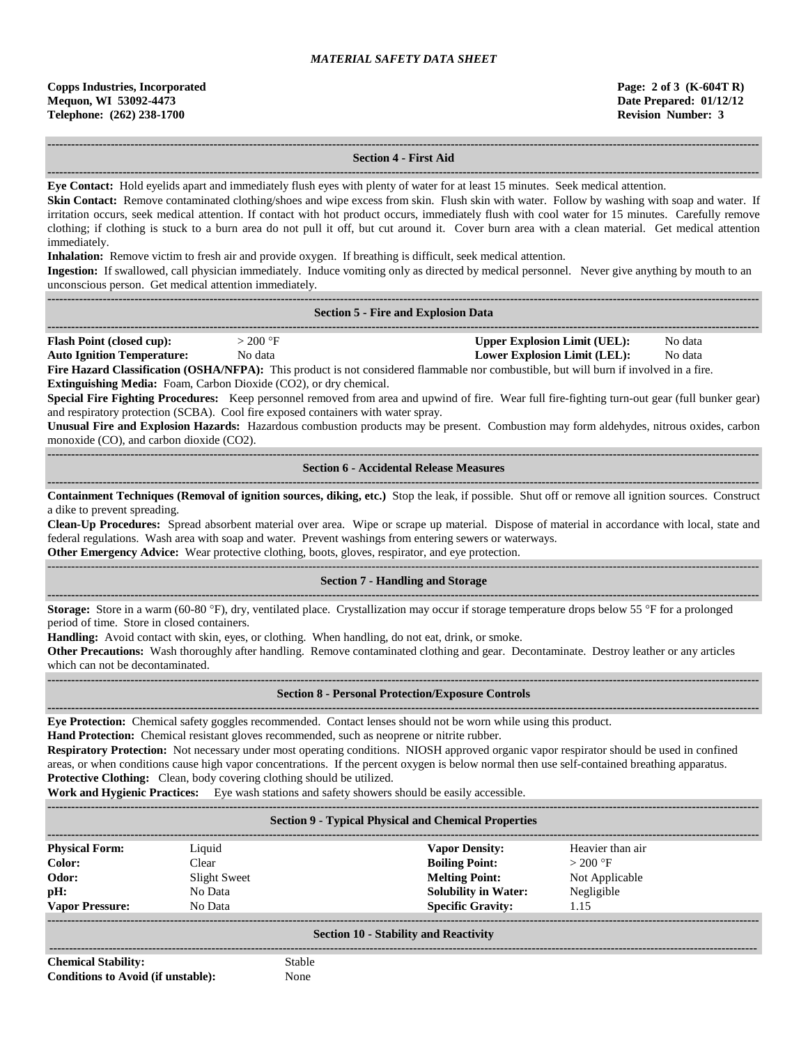## Section 4 - First Aid

**Eye Contact:** Hold eyelids apart and immediately flush eyes with plenty of water for at least 15 minutes. Seek medical attention.

**Skin Contact:** Remove contaminated clothing/shoes and wipe excess from skin. Flush skin with water. Follow by washing with soap and water. If irritation occurs, seek medical attention. If contact with hot product occurs, immediately flush with cool water for 15 minutes. Carefully remove clothing; if clothing is stuck to a burn area do not pull it off, but cut around it. Cover burn area with a clean material. Get medical attention immediately.

**Inhalation:** Remove victim to fresh air and provide oxygen. If breathing is difficult, seek medical attention.

**Ingestion:** If swallowed, call physician immediately. Induce vomiting only as directed by medical personnel. Never give anything by mouth to an unconscious person. Get medical attention immediately.

## Section 5 - Fire and Explosion Data

| | | | |
|---|---|---|---|
| **Flash Point (closed cup):** | > 200 °F | **Upper Explosion Limit (UEL):** | No data |
| **Auto Ignition Temperature:** | No data | **Lower Explosion Limit (LEL):** | No data |

**Fire Hazard Classification (OSHA/NFPA):** This product is not considered flammable nor combustible, but will burn if involved in a fire.

**Extinguishing Media:** Foam, Carbon Dioxide ($CO_2$), or dry chemical.

**Special Fire Fighting Procedures:** Keep personnel removed from area and upwind of fire. Wear full fire-fighting turn-out gear (full bunker gear) and respiratory protection (SCBA). Cool fire exposed containers with water spray.

**Unusual Fire and Explosion Hazards:** Hazardous combustion products may be present. Combustion may form aldehydes, nitrous oxides, carbon monoxide (CO), and carbon dioxide ($CO_2$).

## Section 6 - Accidental Release Measures

**Containment Techniques (Removal of ignition sources, diking, etc.)** Stop the leak, if possible. Shut off or remove all ignition sources. Construct a dike to prevent spreading.

**Clean-Up Procedures:** Spread absorbent material over area. Wipe or scrape up material. Dispose of material in accordance with local, state and federal regulations. Wash area with soap and water. Prevent washings from entering sewers or waterways.

**Other Emergency Advice:** Wear protective clothing, boots, gloves, respirator, and eye protection.

## Section 7 - Handling and Storage

**Storage:** Store in a warm (60-80 °F), dry, ventilated place. Crystallization may occur if storage temperature drops below 55 °F for a prolonged period of time. Store in closed containers.

**Handling:** Avoid contact with skin, eyes, or clothing. When handling, do not eat, drink, or smoke.

**Other Precautions:** Wash thoroughly after handling. Remove contaminated clothing and gear. Decontaminate. Destroy leather or any articles which can not be decontaminated.

## Section 8 - Personal Protection/Exposure Controls

**Eye Protection:** Chemical safety goggles recommended. Contact lenses should not be worn while using this product.

**Hand Protection:** Chemical resistant gloves recommended, such as neoprene or nitrite rubber.

**Respiratory Protection:** Not necessary under most operating conditions. NIOSH approved organic vapor respirator should be used in confined areas, or when conditions cause high vapor concentrations. If the percent oxygen is below normal then use self-contained breathing apparatus.

**Protective Clothing:** Clean, body covering clothing should be utilized.

**Work and Hygienic Practices:** Eye wash stations and safety showers should be easily accessible.

## Section 9 - Typical Physical and Chemical Properties

| | | | |
|---|---|---|---|
| **Physical Form:** | Liquid | **Vapor Density:** | Heavier than air |
| **Color:** | Clear | **Boiling Point:** | > 200 °F |
| **Odor:** | Slight Sweet | **Melting Point:** | Not Applicable |
| **pH:** | No Data | **Solubility in Water:** | Negligible |
| **Vapor Pressure:** | No Data | **Specific Gravity:** | 1.15 |

## Section 10 - Stability and Reactivity

| | |
|---|---|
| **Chemical Stability:** | Stable |
| **Conditions to Avoid (if unstable):** | None |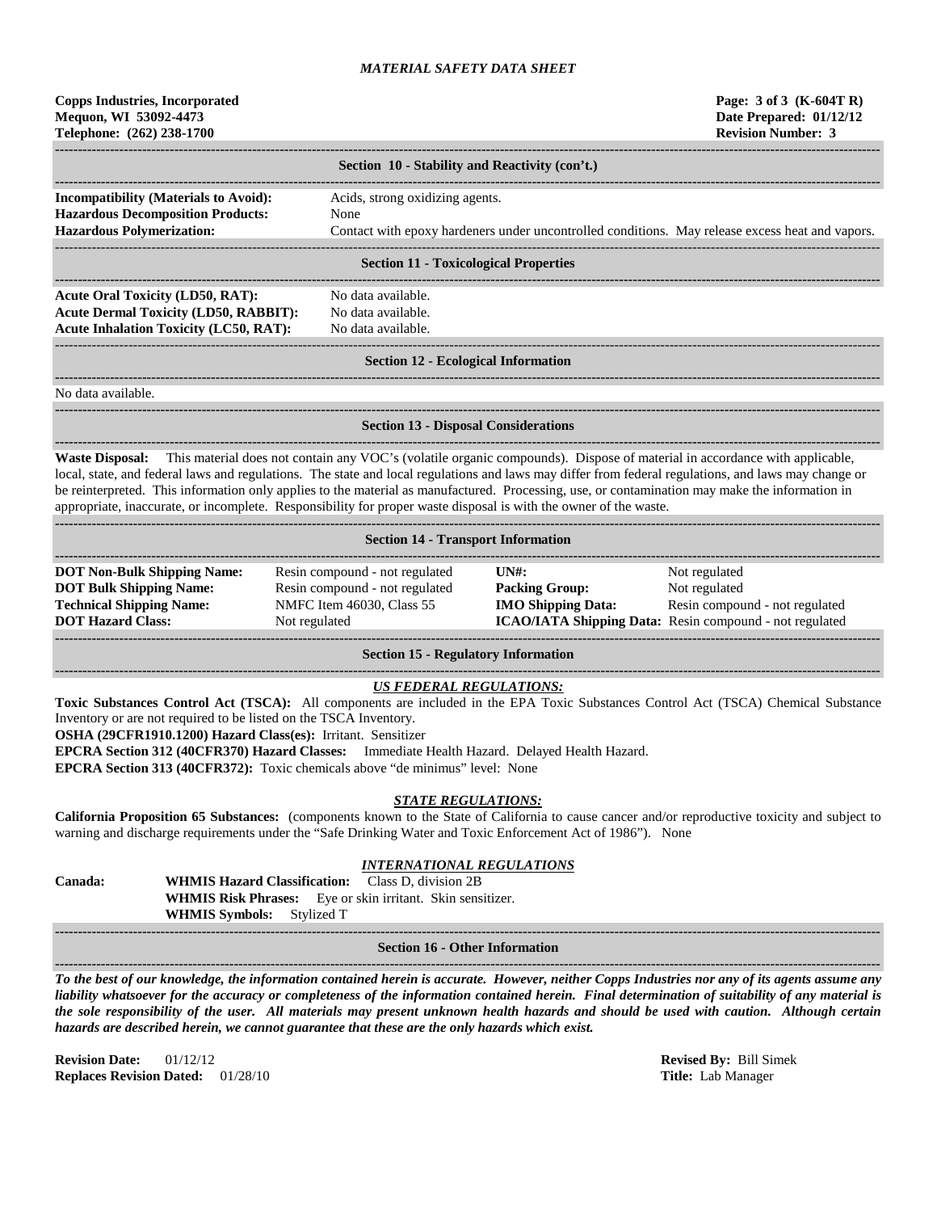MATERIAL SAFETY DATA SHEET

**Copps Industries, Incorporated**
**Mequon, WI 53092-4473**
**Telephone: (262) 238-1700**

**Page: 3 of 3 (K-604T R)**
**Date Prepared: 01/12/12**
**Revision Number: 3**

## Section 10 - Stability and Reactivity (con't.)

**Incompatibility (Materials to Avoid):** Acids, strong oxidizing agents.
**Hazardous Decomposition Products:** None
**Hazardous Polymerization:** Contact with epoxy hardeners under uncontrolled conditions. May release excess heat and vapors.

## Section 11 - Toxicological Properties

**Acute Oral Toxicity (LD50, RAT):** No data available.
**Acute Dermal Toxicity (LD50, RABBIT):** No data available.
**Acute Inhalation Toxicity (LC50, RAT):** No data available.

## Section 12 - Ecological Information

No data available.

## Section 13 - Disposal Considerations

**Waste Disposal:** This material does not contain any VOC's (volatile organic compounds). Dispose of material in accordance with applicable, local, state, and federal laws and regulations. The state and local regulations and laws may differ from federal regulations, and laws may change or be reinterpreted. This information only applies to the material as manufactured. Processing, use, or contamination may make the information in appropriate, inaccurate, or incomplete. Responsibility for proper waste disposal is with the owner of the waste.

## Section 14 - Transport Information

| | | | |
|---|---|---|---|
| **DOT Non-Bulk Shipping Name:** | Resin compound - not regulated | **UN#:** | Not regulated |
| **DOT Bulk Shipping Name:** | Resin compound - not regulated | **Packing Group:** | Not regulated |
| **Technical Shipping Name:** | NMFC Item 46030, Class 55 | **IMO Shipping Data:** | Resin compound - not regulated |
| **DOT Hazard Class:** | Not regulated | **ICAO/IATA Shipping Data:** | Resin compound - not regulated |

## Section 15 - Regulatory Information

***US FEDERAL REGULATIONS:***

**Toxic Substances Control Act (TSCA):** All components are included in the EPA Toxic Substances Control Act (TSCA) Chemical Substance Inventory or are not required to be listed on the TSCA Inventory.
**OSHA (29CFR1910.1200) Hazard Class(es):** Irritant. Sensitizer
**EPCRA Section 312 (40CFR370) Hazard Classes:** Immediate Health Hazard. Delayed Health Hazard.
**EPCRA Section 313 (40CFR372):** Toxic chemicals above "de minimus" level: None

***STATE REGULATIONS:***

**California Proposition 65 Substances:** (components known to the State of California to cause cancer and/or reproductive toxicity and subject to warning and discharge requirements under the "Safe Drinking Water and Toxic Enforcement Act of 1986"). None

***INTERNATIONAL REGULATIONS***

**Canada:**
**WHMIS Hazard Classification:** Class D, division 2B
**WHMIS Risk Phrases:** Eye or skin irritant. Skin sensitizer.
**WHMIS Symbols:** Stylized T

## Section 16 - Other Information

***To the best of our knowledge, the information contained herein is accurate. However, neither Copps Industries nor any of its agents assume any liability whatsoever for the accuracy or completeness of the information contained herein. Final determination of suitability of any material is the sole responsibility of the user. All materials may present unknown health hazards and should be used with caution. Although certain hazards are described herein, we cannot guarantee that these are the only hazards which exist.***

**Revision Date:** 01/12/12
**Replaces Revision Dated:** 01/28/10

**Revised By:** Bill Simek
**Title:** Lab Manager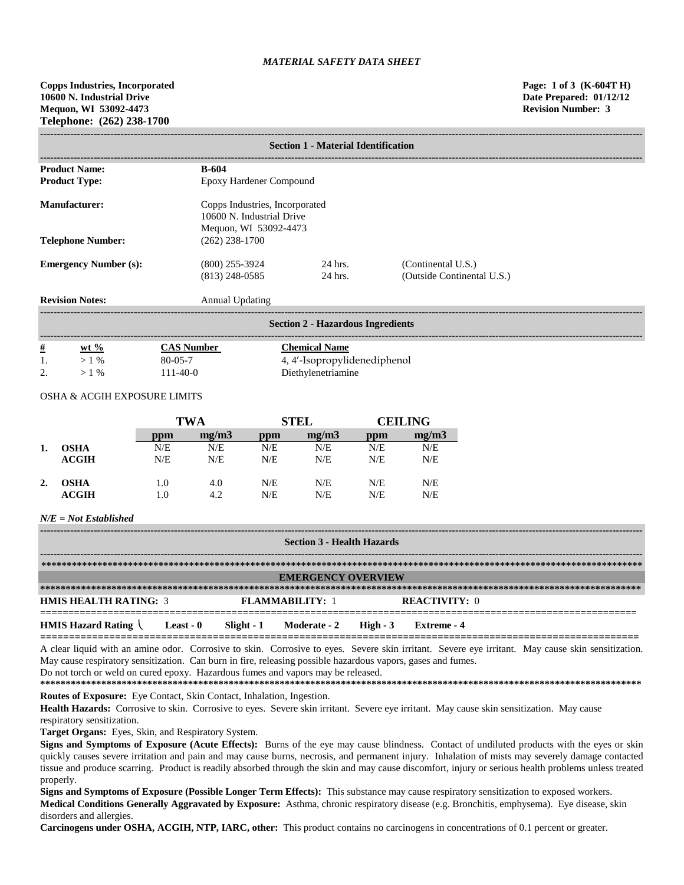*MATERIAL SAFETY DATA SHEET*

**Copps Industries, Incorporated**
**10600 N. Industrial Drive**
**Mequon, WI 53092-4473**
**Telephone: (262) 238-1700**

**Page: 1 of 3 (K-604T H)**
**Date Prepared: 01/12/12**
**Revision Number: 3**

## Section 1 - Material Identification

| | | | |
|---|---|---|---|
| **Product Name:** | **B-604** | | |
| **Product Type:** | Epoxy Hardener Compound | | |
| **Manufacturer:** | Copps Industries, Incorporated<br>10600 N. Industrial Drive<br>Mequon, WI 53092-4473 | | |
| **Telephone Number:** | (262) 238-1700 | | |
| **Emergency Number (s):** | (800) 255-3924 | 24 hrs. | (Continental U.S.) |
| | (813) 248-0585 | 24 hrs. | (Outside Continental U.S.) |
| **Revision Notes:** | Annual Updating | | |

## Section 2 - Hazardous Ingredients

| # | wt % | CAS Number | Chemical Name |
|---|---|---|---|
| 1. | > 1 % | 80-05-7 | 4, 4′-Isopropylidenediphenol |
| 2. | > 1 % | 111-40-0 | Diethylenetriamine |

OSHA & ACGIH EXPOSURE LIMITS

| | | TWA | | STEL | | CEILING | |
|---|---|---|---|---|---|---|---|
| | | ppm | mg/m3 | ppm | mg/m3 | ppm | mg/m3 |
| 1. | OSHA | N/E | N/E | N/E | N/E | N/E | N/E |
| | ACGIH | N/E | N/E | N/E | N/E | N/E | N/E |
| 2. | OSHA | 1.0 | 4.0 | N/E | N/E | N/E | N/E |
| | ACGIH | 1.0 | 4.2 | N/E | N/E | N/E | N/E |

***N/E = Not Established***

## Section 3 - Health Hazards

### EMERGENCY OVERVIEW

**HMIS HEALTH RATING:** 3 **FLAMMABILITY:** 1 **REACTIVITY:** 0

**HMIS Hazard Rating** \ **Least - 0** **Slight - 1** **Moderate - 2** **High - 3** **Extreme - 4**

A clear liquid with an amine odor. Corrosive to skin. Corrosive to eyes. Severe skin irritant. Severe eye irritant. May cause skin sensitization. May cause respiratory sensitization. Can burn in fire, releasing possible hazardous vapors, gases and fumes.
Do not torch or weld on cured epoxy. Hazardous fumes and vapors may be released.

**Routes of Exposure:** Eye Contact, Skin Contact, Inhalation, Ingestion.

**Health Hazards:** Corrosive to skin. Corrosive to eyes. Severe skin irritant. Severe eye irritant. May cause skin sensitization. May cause respiratory sensitization.

**Target Organs:** Eyes, Skin, and Respiratory System.

**Signs and Symptoms of Exposure (Acute Effects):** Burns of the eye may cause blindness. Contact of undiluted products with the eyes or skin quickly causes severe irritation and pain and may cause burns, necrosis, and permanent injury. Inhalation of mists may severely damage contacted tissue and produce scarring. Product is readily absorbed through the skin and may cause discomfort, injury or serious health problems unless treated properly.

**Signs and Symptoms of Exposure (Possible Longer Term Effects):** This substance may cause respiratory sensitization to exposed workers.

**Medical Conditions Generally Aggravated by Exposure:** Asthma, chronic respiratory disease (e.g. Bronchitis, emphysema). Eye disease, skin disorders and allergies.

**Carcinogens under OSHA, ACGIH, NTP, IARC, other:** This product contains no carcinogens in concentrations of 0.1 percent or greater.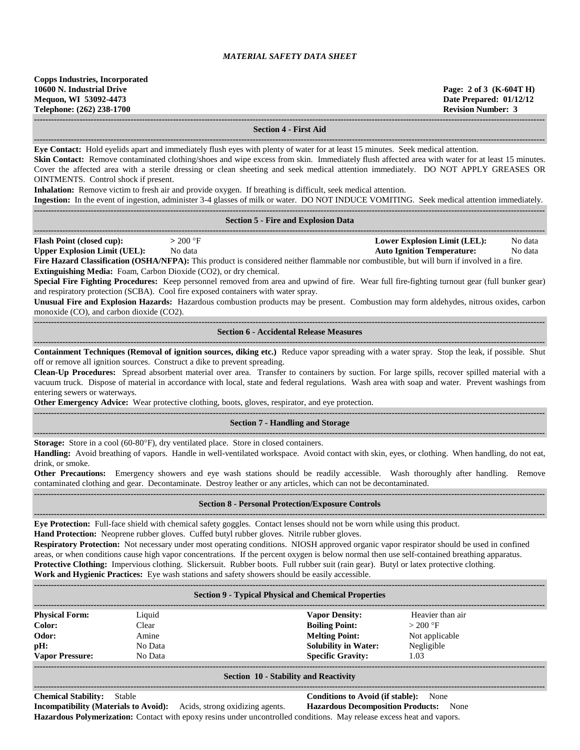## Section 4 - First Aid

**Eye Contact:** Hold eyelids apart and immediately flush eyes with plenty of water for at least 15 minutes. Seek medical attention.

**Skin Contact:** Remove contaminated clothing/shoes and wipe excess from skin. Immediately flush affected area with water for at least 15 minutes. Cover the affected area with a sterile dressing or clean sheeting and seek medical attention immediately. DO NOT APPLY GREASES OR OINTMENTS. Control shock if present.

**Inhalation:** Remove victim to fresh air and provide oxygen. If breathing is difficult, seek medical attention.

**Ingestion:** In the event of ingestion, administer 3-4 glasses of milk or water. DO NOT INDUCE VOMITING. Seek medical attention immediately.

## Section 5 - Fire and Explosion Data

| | | | |
|---|---|---|---|
| **Flash Point (closed cup):** | > 200 °F | **Lower Explosion Limit (LEL):** | No data |
| **Upper Explosion Limit (UEL):** | No data | **Auto Ignition Temperature:** | No data |

**Fire Hazard Classification (OSHA/NFPA):** This product is considered neither flammable nor combustible, but will burn if involved in a fire.

**Extinguishing Media:** Foam, Carbon Dioxide ($CO_2$), or dry chemical.

**Special Fire Fighting Procedures:** Keep personnel removed from area and upwind of fire. Wear full fire-fighting turnout gear (full bunker gear) and respiratory protection (SCBA). Cool fire exposed containers with water spray.

**Unusual Fire and Explosion Hazards:** Hazardous combustion products may be present. Combustion may form aldehydes, nitrous oxides, carbon monoxide (CO), and carbon dioxide ($CO_2$).

## Section 6 - Accidental Release Measures

**Containment Techniques (Removal of ignition sources, diking etc.)** Reduce vapor spreading with a water spray. Stop the leak, if possible. Shut off or remove all ignition sources. Construct a dike to prevent spreading.

**Clean-Up Procedures:** Spread absorbent material over area. Transfer to containers by suction. For large spills, recover spilled material with a vacuum truck. Dispose of material in accordance with local, state and federal regulations. Wash area with soap and water. Prevent washings from entering sewers or waterways.

**Other Emergency Advice:** Wear protective clothing, boots, gloves, respirator, and eye protection.

## Section 7 - Handling and Storage

**Storage:** Store in a cool (60-80°F), dry ventilated place. Store in closed containers.

**Handling:** Avoid breathing of vapors. Handle in well-ventilated workspace. Avoid contact with skin, eyes, or clothing. When handling, do not eat, drink, or smoke.

**Other Precautions:** Emergency showers and eye wash stations should be readily accessible. Wash thoroughly after handling. Remove contaminated clothing and gear. Decontaminate. Destroy leather or any articles, which can not be decontaminated.

## Section 8 - Personal Protection/Exposure Controls

**Eye Protection:** Full-face shield with chemical safety goggles. Contact lenses should not be worn while using this product.

**Hand Protection:** Neoprene rubber gloves. Cuffed butyl rubber gloves. Nitrile rubber gloves.

**Respiratory Protection:** Not necessary under most operating conditions. NIOSH approved organic vapor respirator should be used in confined areas, or when conditions cause high vapor concentrations. If the percent oxygen is below normal then use self-contained breathing apparatus.

**Protective Clothing:** Impervious clothing. Slickersuit. Rubber boots. Full rubber suit (rain gear). Butyl or latex protective clothing.

**Work and Hygienic Practices:** Eye wash stations and safety showers should be easily accessible.

## Section 9 - Typical Physical and Chemical Properties

| | | | |
|---|---|---|---|
| **Physical Form:** | Liquid | **Vapor Density:** | Heavier than air |
| **Color:** | Clear | **Boiling Point:** | > 200 °F |
| **Odor:** | Amine | **Melting Point:** | Not applicable |
| **pH:** | No Data | **Solubility in Water:** | Negligible |
| **Vapor Pressure:** | No Data | **Specific Gravity:** | 1.03 |

## Section 10 - Stability and Reactivity

**Chemical Stability:** Stable

**Conditions to Avoid (if stable):** None

**Incompatibility (Materials to Avoid):** Acids, strong oxidizing agents.

**Hazardous Decomposition Products:** None

**Hazardous Polymerization:** Contact with epoxy resins under uncontrolled conditions. May release excess heat and vapors.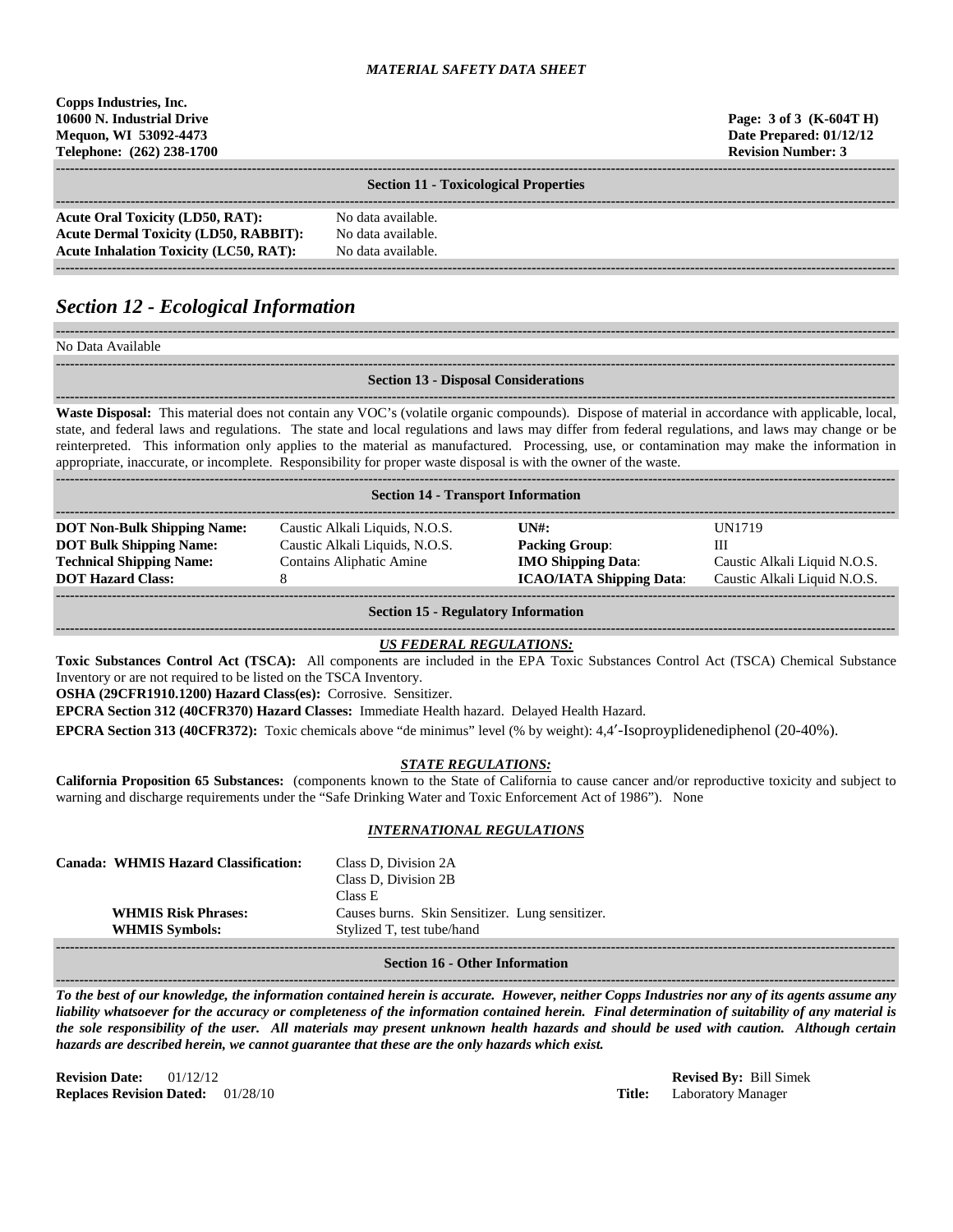## Section 11 - Toxicological Properties

| | |
|---|---|
| **Acute Oral Toxicity (LD50, RAT):** | No data available. |
| **Acute Dermal Toxicity (LD50, RABBIT):** | No data available. |
| **Acute Inhalation Toxicity (LC50, RAT):** | No data available. |

## *Section 12 - Ecological Information*

No Data Available

## Section 13 - Disposal Considerations

**Waste Disposal:** This material does not contain any VOC's (volatile organic compounds). Dispose of material in accordance with applicable, local, state, and federal laws and regulations. The state and local regulations and laws may differ from federal regulations, and laws may change or be reinterpreted. This information only applies to the material as manufactured. Processing, use, or contamination may make the information in appropriate, inaccurate, or incomplete. Responsibility for proper waste disposal is with the owner of the waste.

## Section 14 - Transport Information

| | | | |
|---|---|---|---|
| **DOT Non-Bulk Shipping Name:** | Caustic Alkali Liquids, N.O.S. | **UN#:** | UN1719 |
| **DOT Bulk Shipping Name:** | Caustic Alkali Liquids, N.O.S. | **Packing Group**: | III |
| **Technical Shipping Name:** | Contains Aliphatic Amine | **IMO Shipping Data**: | Caustic Alkali Liquid N.O.S. |
| **DOT Hazard Class:** | 8 | **ICAO/IATA Shipping Data**: | Caustic Alkali Liquid N.O.S. |

## Section 15 - Regulatory Information

### *US FEDERAL REGULATIONS:*

**Toxic Substances Control Act (TSCA):** All components are included in the EPA Toxic Substances Control Act (TSCA) Chemical Substance Inventory or are not required to be listed on the TSCA Inventory.

**OSHA (29CFR1910.1200) Hazard Class(es):** Corrosive. Sensitizer.

**EPCRA Section 312 (40CFR370) Hazard Classes:** Immediate Health hazard. Delayed Health Hazard.

**EPCRA Section 313 (40CFR372):** Toxic chemicals above "de minimus" level (% by weight): 4,4′-Isoproyplidenediphenol (20-40%).

### *STATE REGULATIONS:*

**California Proposition 65 Substances:** (components known to the State of California to cause cancer and/or reproductive toxicity and subject to warning and discharge requirements under the "Safe Drinking Water and Toxic Enforcement Act of 1986"). None

### *INTERNATIONAL REGULATIONS*

| | |
|---|---|
| **Canada: WHMIS Hazard Classification:** | Class D, Division 2A<br>Class D, Division 2B<br>Class E |
| **WHMIS Risk Phrases:** | Causes burns. Skin Sensitizer. Lung sensitizer. |
| **WHMIS Symbols:** | Stylized T, test tube/hand |

## Section 16 - Other Information

***To the best of our knowledge, the information contained herein is accurate. However, neither Copps Industries nor any of its agents assume any liability whatsoever for the accuracy or completeness of the information contained herein. Final determination of suitability of any material is the sole responsibility of the user. All materials may present unknown health hazards and should be used with caution. Although certain hazards are described herein, we cannot guarantee that these are the only hazards which exist.***

**Revision Date:** 01/12/12
**Replaces Revision Dated:** 01/28/10

**Revised By:** Bill Simek
**Title:** Laboratory Manager